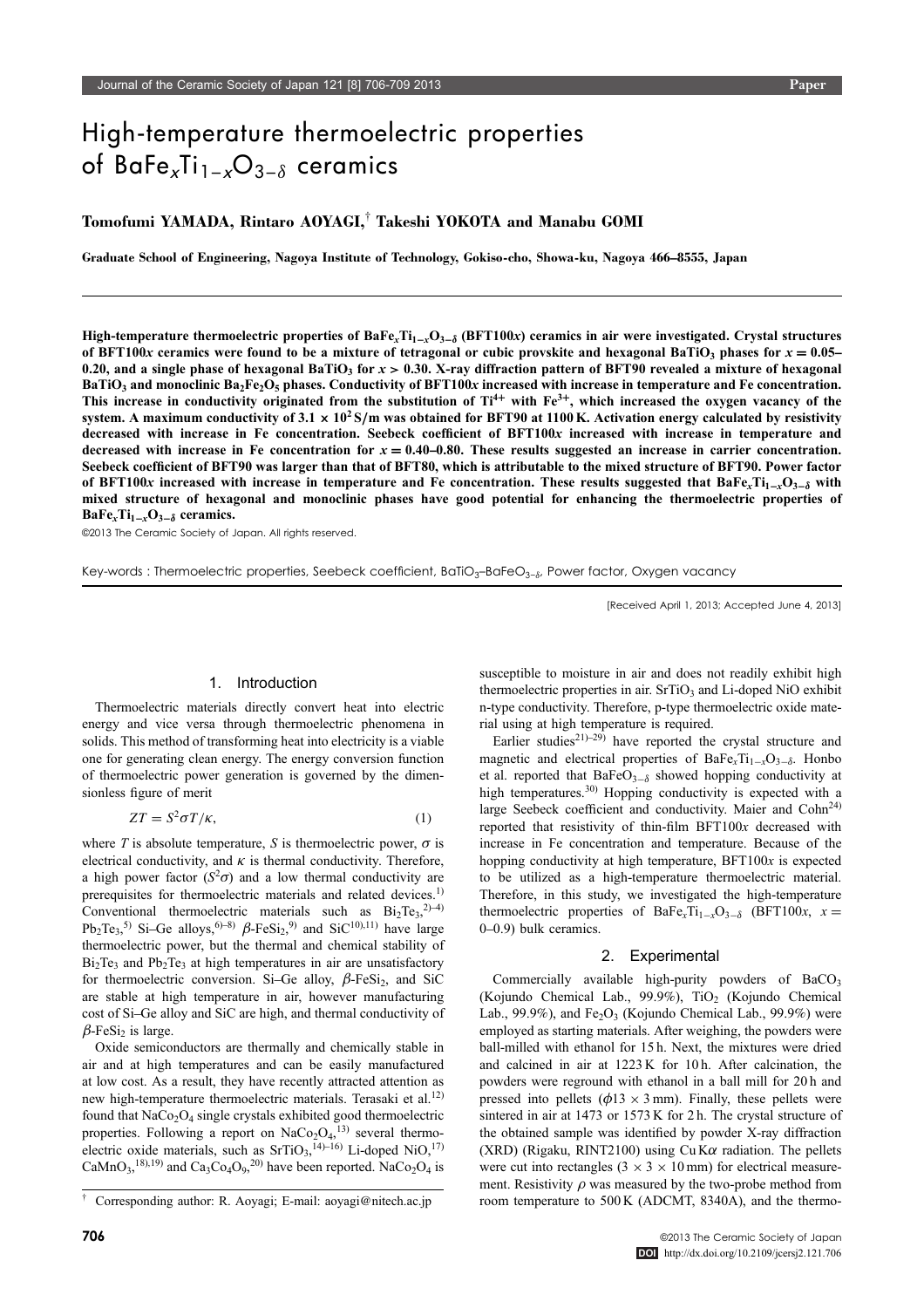# High-temperature thermoelectric properties of $BaFe_xTi_{1-x}O_{3-\delta}$ ceramics

**Tomofumi YAMADA, Rintaro AOYAGI,† Takeshi YOKOTA and Manabu GOMI**

**Graduate School of Engineering, Nagoya Institute of Technology, Gokiso-cho, Showa-ku, Nagoya 466–8555, Japan**

**High-temperature thermoelectric properties of $BaFe_xTi_{1-x}O_{3-\delta}$ (BFT100$x$) ceramics in air were investigated. Crystal structures of BFT100$x$ ceramics were found to be a mixture of tetragonal or cubic provskite and hexagonal $BaTiO_3$ phases for $x = 0.05$–$0.20$, and a single phase of hexagonal $BaTiO_3$ for $x > 0.30$. X-ray diffraction pattern of BFT90 revealed a mixture of hexagonal $BaTiO_3$ and monoclinic $Ba_2Fe_2O_5$ phases. Conductivity of BFT100$x$ increased with increase in temperature and Fe concentration. This increase in conductivity originated from the substitution of $Ti^{4+}$ with $Fe^{3+}$, which increased the oxygen vacancy of the system. A maximum conductivity of $3.1 \times 10^2$ S/m was obtained for BFT90 at 1100 K. Activation energy calculated by resistivity decreased with increase in Fe concentration. Seebeck coefficient of BFT100$x$ increased with increase in temperature and decreased with increase in Fe concentration for $x = 0.40$–$0.80$. These results suggested an increase in carrier concentration. Seebeck coefficient of BFT90 was larger than that of BFT80, which is attributable to the mixed structure of BFT90. Power factor of BFT100$x$ increased with increase in temperature and Fe concentration. These results suggested that $BaFe_xTi_{1-x}O_{3-\delta}$ with mixed structure of hexagonal and monoclinic phases have good potential for enhancing the thermoelectric properties of $BaFe_xTi_{1-x}O_{3-\delta}$ ceramics.**

©2013 The Ceramic Society of Japan. All rights reserved.

Key-words : Thermoelectric properties, Seebeck coefficient, $BaTiO_3$–$BaFeO_{3-\delta}$, Power factor, Oxygen vacancy

[Received April 1, 2013; Accepted June 4, 2013]

## 1. Introduction

Thermoelectric materials directly convert heat into electric energy and vice versa through thermoelectric phenomena in solids. This method of transforming heat into electricity is a viable one for generating clean energy. The energy conversion function of thermoelectric power generation is governed by the dimensionless figure of merit

$$ZT = S^2\sigma T/\kappa, \tag{1}$$

where $T$ is absolute temperature, $S$ is thermoelectric power, $\sigma$ is electrical conductivity, and $\kappa$ is thermal conductivity. Therefore, a high power factor ($S^2\sigma$) and a low thermal conductivity are prerequisites for thermoelectric materials and related devices.[1] Conventional thermoelectric materials such as $Bi_2Te_3$,[2)–4)] $Pb_2Te_3$,[5)] Si–Ge alloys,[6)–8)] $\beta$-$FeSi_2$,[9)] and SiC[10),11)] have large thermoelectric power, but the thermal and chemical stability of $Bi_2Te_3$ and $Pb_2Te_3$ at high temperatures in air are unsatisfactory for thermoelectric conversion. Si–Ge alloy, $\beta$-$FeSi_2$, and SiC are stable at high temperature in air, however manufacturing cost of Si–Ge alloy and SiC are high, and thermal conductivity of $\beta$-$FeSi_2$ is large.

Oxide semiconductors are thermally and chemically stable in air and at high temperatures and can be easily manufactured at low cost. As a result, they have recently attracted attention as new high-temperature thermoelectric materials. Terasaki et al.[12)] found that $NaCo_2O_4$ single crystals exhibited good thermoelectric properties. Following a report on $NaCo_2O_4$,[13)] several thermoelectric oxide materials, such as $SrTiO_3$,[14)–16)] Li-doped NiO,[17)] $CaMnO_3$,[18),19)] and $Ca_3Co_4O_9$,[20)] have been reported. $NaCo_2O_4$ is susceptible to moisture in air and does not readily exhibit high thermoelectric properties in air. $SrTiO_3$ and Li-doped NiO exhibit n-type conductivity. Therefore, p-type thermoelectric oxide material using at high temperature is required.

Earlier studies[21)–29)] have reported the crystal structure and magnetic and electrical properties of $BaFe_xTi_{1-x}O_{3-\delta}$. Honbo et al. reported that $BaFeO_{3-\delta}$ showed hopping conductivity at high temperatures.[30)] Hopping conductivity is expected with a large Seebeck coefficient and conductivity. Maier and Cohn[24)] reported that resistivity of thin-film BFT100$x$ decreased with increase in Fe concentration and temperature. Because of the hopping conductivity at high temperature, BFT100$x$ is expected to be utilized as a high-temperature thermoelectric material. Therefore, in this study, we investigated the high-temperature thermoelectric properties of $BaFe_xTi_{1-x}O_{3-\delta}$ (BFT100$x$, $x =$ 0–0.9) bulk ceramics.

## 2. Experimental

Commercially available high-purity powders of $BaCO_3$ (Kojundo Chemical Lab., 99.9%), $TiO_2$ (Kojundo Chemical Lab., 99.9%), and $Fe_2O_3$ (Kojundo Chemical Lab., 99.9%) were employed as starting materials. After weighing, the powders were ball-milled with ethanol for 15 h. Next, the mixtures were dried and calcined in air at 1223 K for 10 h. After calcination, the powders were reground with ethanol in a ball mill for 20 h and pressed into pellets ($\phi 13 \times 3$ mm). Finally, these pellets were sintered in air at 1473 or 1573 K for 2 h. The crystal structure of the obtained sample was identified by powder X-ray diffraction (XRD) (Rigaku, RINT2100) using Cu K$\alpha$ radiation. The pellets were cut into rectangles ($3 \times 3 \times 10$ mm) for electrical measurement. Resistivity $\rho$ was measured by the two-probe method from room temperature to 500 K (ADCMT, 8340A), and the thermo-

† Corresponding author: R. Aoyagi; E-mail: aoyagi@nitech.ac.jp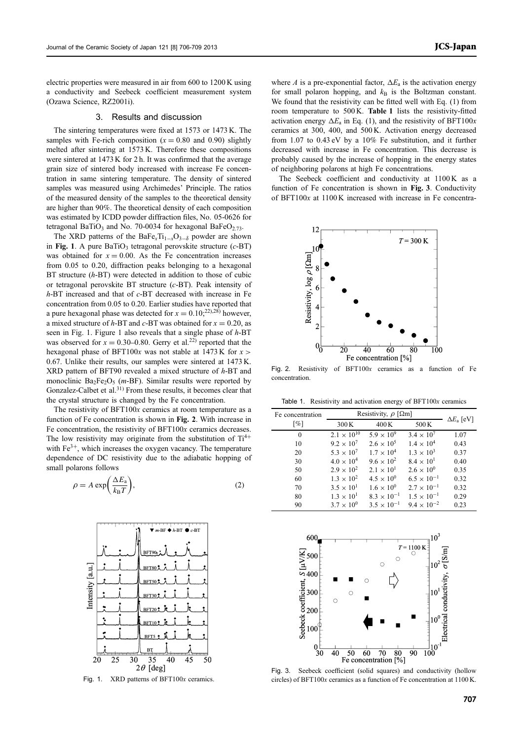electric properties were measured in air from 600 to 1200 K using a conductivity and Seebeck coefficient measurement system (Ozawa Science, RZ2001i).

## 3. Results and discussion

The sintering temperatures were fixed at 1573 or 1473 K. The samples with Fe-rich composition ($x = 0.80$ and 0.90) slightly melted after sintering at 1573 K. Therefore these compositions were sintered at 1473 K for 2 h. It was confirmed that the average grain size of sintered body increased with increase Fe concentration in same sintering temperature. The density of sintered samples was measured using Archimedes' Principle. The ratios of the measured density of the samples to the theoretical density are higher than 90%. The theoretical density of each composition was estimated by ICDD powder diffraction files, No. 05-0626 for tetragonal $BaTiO_3$ and No. 70-0034 for hexagonal $BaFeO_{2.73}$.

The XRD patterns of the $BaFe_xTi_{1-x}O_{3-\delta}$ powder are shown in **Fig. 1**. A pure $BaTiO_3$ tetragonal perovskite structure (*c*-BT) was obtained for $x = 0.00$. As the Fe concentration increases from 0.05 to 0.20, diffraction peaks belonging to a hexagonal BT structure (*h*-BT) were detected in addition to those of cubic or tetragonal perovskite BT structure (*c*-BT). Peak intensity of *h*-BT increased and that of *c*-BT decreased with increase in Fe concentration from 0.05 to 0.20. Earlier studies have reported that a pure hexagonal phase was detected for $x = 0.10$;[22),28)] however, a mixed structure of *h*-BT and *c*-BT was obtained for $x = 0.20$, as seen in Fig. 1. Figure 1 also reveals that a single phase of *h*-BT was observed for $x = 0.30$–0.80. Gerry et al.[22)] reported that the hexagonal phase of BFT100*x* was not stable at 1473 K for $x > 0.67$. Unlike their results, our samples were sintered at 1473 K. XRD pattern of BFT90 revealed a mixed structure of *h*-BT and monoclinic $Ba_2Fe_2O_5$ (*m*-BF). Similar results were reported by Gonzalez-Calbet et al.[31)] From these results, it becomes clear that the crystal structure is changed by the Fe concentration.

The resistivity of BFT100*x* ceramics at room temperature as a function of Fe concentration is shown in **Fig. 2**. With increase in Fe concentration, the resistivity of BFT100*x* ceramics decreases. The low resistivity may originate from the substitution of $Ti^{4+}$ with $Fe^{3+}$, which increases the oxygen vacancy. The temperature dependence of DC resistivity due to the adiabatic hopping of small polarons follows

$$\rho = A \exp\left(\frac{\Delta E_a}{k_B T}\right), \tag{2}$$

Fig. 1. XRD patterns of BFT100*x* ceramics.

where $A$ is a pre-exponential factor, $\Delta E_a$ is the activation energy for small polaron hopping, and $k_B$ is the Boltzman constant. We found that the resistivity can be fitted well with Eq. (1) from room temperature to 500 K. **Table 1** lists the resistivity-fitted activation energy $\Delta E_a$ in Eq. (1), and the resistivity of BFT100*x* ceramics at 300, 400, and 500 K. Activation energy decreased from 1.07 to 0.43 eV by a 10% Fe substitution, and it further decreased with increase in Fe concentration. This decrease is probably caused by the increase of hopping in the energy states of neighboring polarons at high Fe concentrations.

The Seebeck coefficient and conductivity at 1100 K as a function of Fe concentration is shown in **Fig. 3**. Conductivity of BFT100*x* at 1100 K increased with increase in Fe concentra-

Fig. 2. Resistivity of BFT100*x* ceramics as a function of Fe concentration.

Table 1. Resistivity and activation energy of BFT100*x* ceramics

| Fe concentration [%] | Resistivity, $\rho$ [Ωm] | | | $\Delta E_a$ [eV] |
|---|---|---|---|---|
| | 300 K | 400 K | 500 K | |
| 0 | $2.1 \times 10^{10}$ | $5.9 \times 10^{9}$ | $3.4 \times 10^{7}$ | 1.07 |
| 10 | $9.2 \times 10^{7}$ | $2.6 \times 10^{5}$ | $1.4 \times 10^{4}$ | 0.43 |
| 20 | $5.3 \times 10^{7}$ | $1.7 \times 10^{4}$ | $1.3 \times 10^{3}$ | 0.37 |
| 30 | $4.0 \times 10^{4}$ | $9.6 \times 10^{2}$ | $8.4 \times 10^{1}$ | 0.40 |
| 50 | $2.9 \times 10^{2}$ | $2.1 \times 10^{1}$ | $2.6 \times 10^{0}$ | 0.35 |
| 60 | $1.3 \times 10^{2}$ | $4.5 \times 10^{0}$ | $6.5 \times 10^{-1}$ | 0.32 |
| 70 | $3.5 \times 10^{1}$ | $1.6 \times 10^{0}$ | $2.7 \times 10^{-1}$ | 0.32 |
| 80 | $1.3 \times 10^{1}$ | $8.3 \times 10^{-1}$ | $1.5 \times 10^{-1}$ | 0.29 |
| 90 | $3.7 \times 10^{0}$ | $3.5 \times 10^{-1}$ | $9.4 \times 10^{-2}$ | 0.23 |

Fig. 3. Seebeck coefficient (solid squares) and conductivity (hollow circles) of BFT100*x* ceramics as a function of Fe concentration at 1100 K.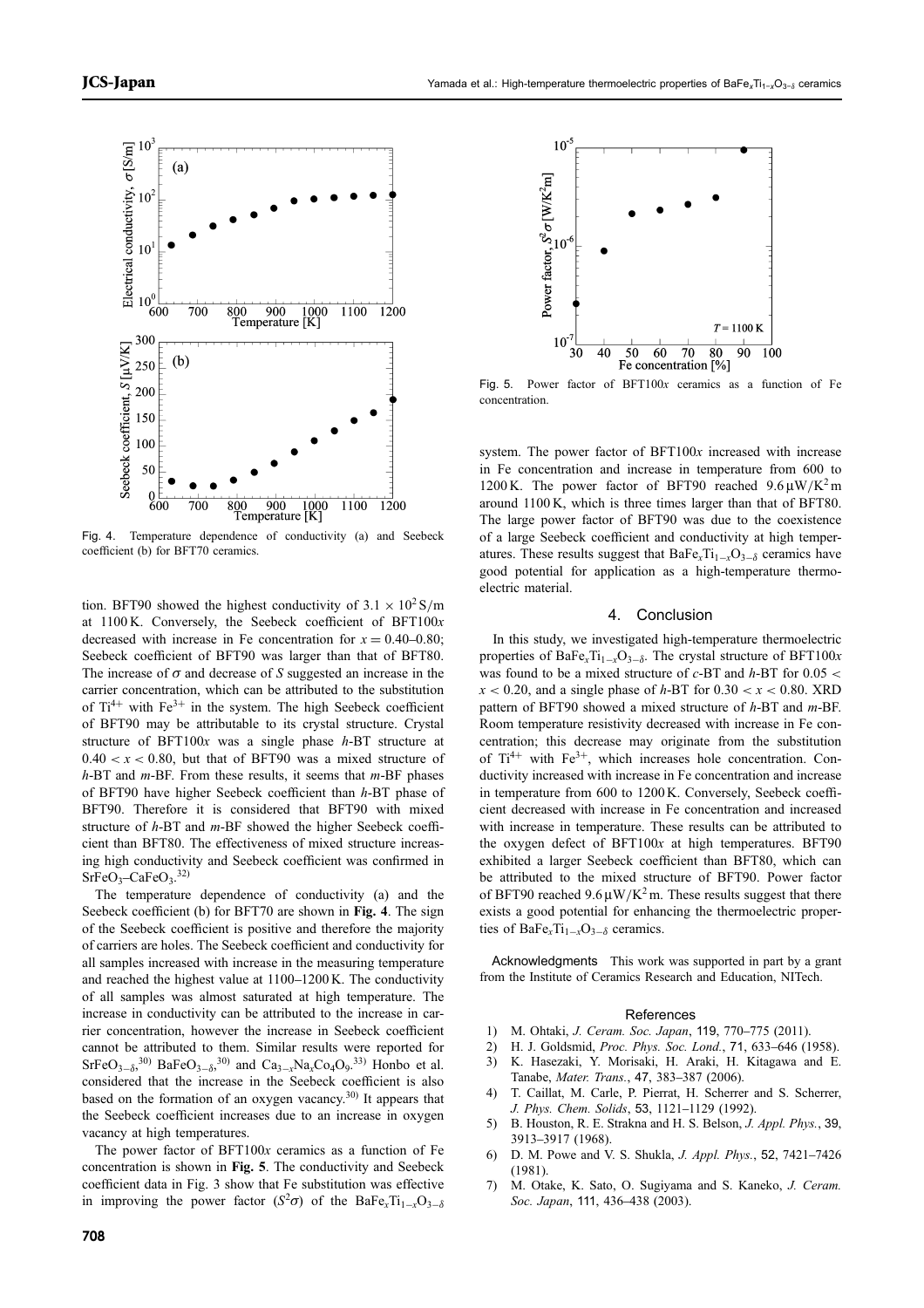Fig. 4. Temperature dependence of conductivity (a) and Seebeck coefficient (b) for BFT70 ceramics.

tion. BFT90 showed the highest conductivity of $3.1 \times 10^2\,\mathrm{S/m}$ at 1100 K. Conversely, the Seebeck coefficient of BFT100$x$ decreased with increase in Fe concentration for $x = 0.40$–$0.80$; Seebeck coefficient of BFT90 was larger than that of BFT80. The increase of $\sigma$ and decrease of $S$ suggested an increase in the carrier concentration, which can be attributed to the substitution of $Ti^{4+}$ with $Fe^{3+}$ in the system. The high Seebeck coefficient of BFT90 may be attributable to its crystal structure. Crystal structure of BFT100$x$ was a single phase $h$-BT structure at $0.40 < x < 0.80$, but that of BFT90 was a mixed structure of $h$-BT and $m$-BF. From these results, it seems that $m$-BF phases of BFT90 have higher Seebeck coefficient than $h$-BT phase of BFT90. Therefore it is considered that BFT90 with mixed structure of $h$-BT and $m$-BF showed the higher Seebeck coefficient than BFT80. The effectiveness of mixed structure increasing high conductivity and Seebeck coefficient was confirmed in $SrFeO_3$–$CaFeO_3$.[32)]

The temperature dependence of conductivity (a) and the Seebeck coefficient (b) for BFT70 are shown in **Fig. 4**. The sign of the Seebeck coefficient is positive and therefore the majority of carriers are holes. The Seebeck coefficient and conductivity for all samples increased with increase in the measuring temperature and reached the highest value at 1100–1200 K. The conductivity of all samples was almost saturated at high temperature. The increase in conductivity can be attributed to the increase in carrier concentration, however the increase in Seebeck coefficient cannot be attributed to them. Similar results were reported for $SrFeO_{3-\delta}$,[30)] $BaFeO_{3-\delta}$,[30)] and $Ca_{3-x}Na_xCo_4O_9$.[33)] Honbo et al. considered that the increase in the Seebeck coefficient is also based on the formation of an oxygen vacancy.[30)] It appears that the Seebeck coefficient increases due to an increase in oxygen vacancy at high temperatures.

The power factor of BFT100$x$ ceramics as a function of Fe concentration is shown in **Fig. 5**. The conductivity and Seebeck coefficient data in Fig. 3 show that Fe substitution was effective in improving the power factor ($S^2\sigma$) of the $BaFe_xTi_{1-x}O_{3-\delta}$ system. The power factor of BFT100$x$ increased with increase in Fe concentration and increase in temperature from 600 to 1200 K. The power factor of BFT90 reached $9.6\,\mu\mathrm{W/K^2 m}$ around 1100 K, which is three times larger than that of BFT80. The large power factor of BFT90 was due to the coexistence of a large Seebeck coefficient and conductivity at high temperatures. These results suggest that $BaFe_xTi_{1-x}O_{3-\delta}$ ceramics have good potential for application as a high-temperature thermoelectric material.

Fig. 5. Power factor of BFT100$x$ ceramics as a function of Fe concentration.

## 4. Conclusion

In this study, we investigated high-temperature thermoelectric properties of $BaFe_xTi_{1-x}O_{3-\delta}$. The crystal structure of BFT100$x$ was found to be a mixed structure of $c$-BT and $h$-BT for $0.05 < x < 0.20$, and a single phase of $h$-BT for $0.30 < x < 0.80$. XRD pattern of BFT90 showed a mixed structure of $h$-BT and $m$-BF. Room temperature resistivity decreased with increase in Fe concentration; this decrease may originate from the substitution of $Ti^{4+}$ with $Fe^{3+}$, which increases hole concentration. Conductivity increased with increase in Fe concentration and increase in temperature from 600 to 1200 K. Conversely, Seebeck coefficient decreased with increase in Fe concentration and increased with increase in temperature. These results can be attributed to the oxygen defect of BFT100$x$ at high temperatures. BFT90 exhibited a larger Seebeck coefficient than BFT80, which can be attributed to the mixed structure of BFT90. Power factor of BFT90 reached $9.6\,\mu\mathrm{W/K^2 m}$. These results suggest that there exists a good potential for enhancing the thermoelectric properties of $BaFe_xTi_{1-x}O_{3-\delta}$ ceramics.

**Acknowledgments** This work was supported in part by a grant from the Institute of Ceramics Research and Education, NITech.

### References

1) M. Ohtaki, *J. Ceram. Soc. Japan*, **119**, 770–775 (2011).
2) H. J. Goldsmid, *Proc. Phys. Soc. Lond.*, **71**, 633–646 (1958).
3) K. Hasezaki, Y. Morisaki, H. Araki, H. Kitagawa and E. Tanabe, *Mater. Trans.*, **47**, 383–387 (2006).
4) T. Caillat, M. Carle, P. Pierrat, H. Scherrer and S. Scherrer, *J. Phys. Chem. Solids*, **53**, 1121–1129 (1992).
5) B. Houston, R. E. Strakna and H. S. Belson, *J. Appl. Phys.*, **39**, 3913–3917 (1968).
6) D. M. Powe and V. S. Shukla, *J. Appl. Phys.*, **52**, 7421–7426 (1981).
7) M. Otake, K. Sato, O. Sugiyama and S. Kaneko, *J. Ceram. Soc. Japan*, **111**, 436–438 (2003).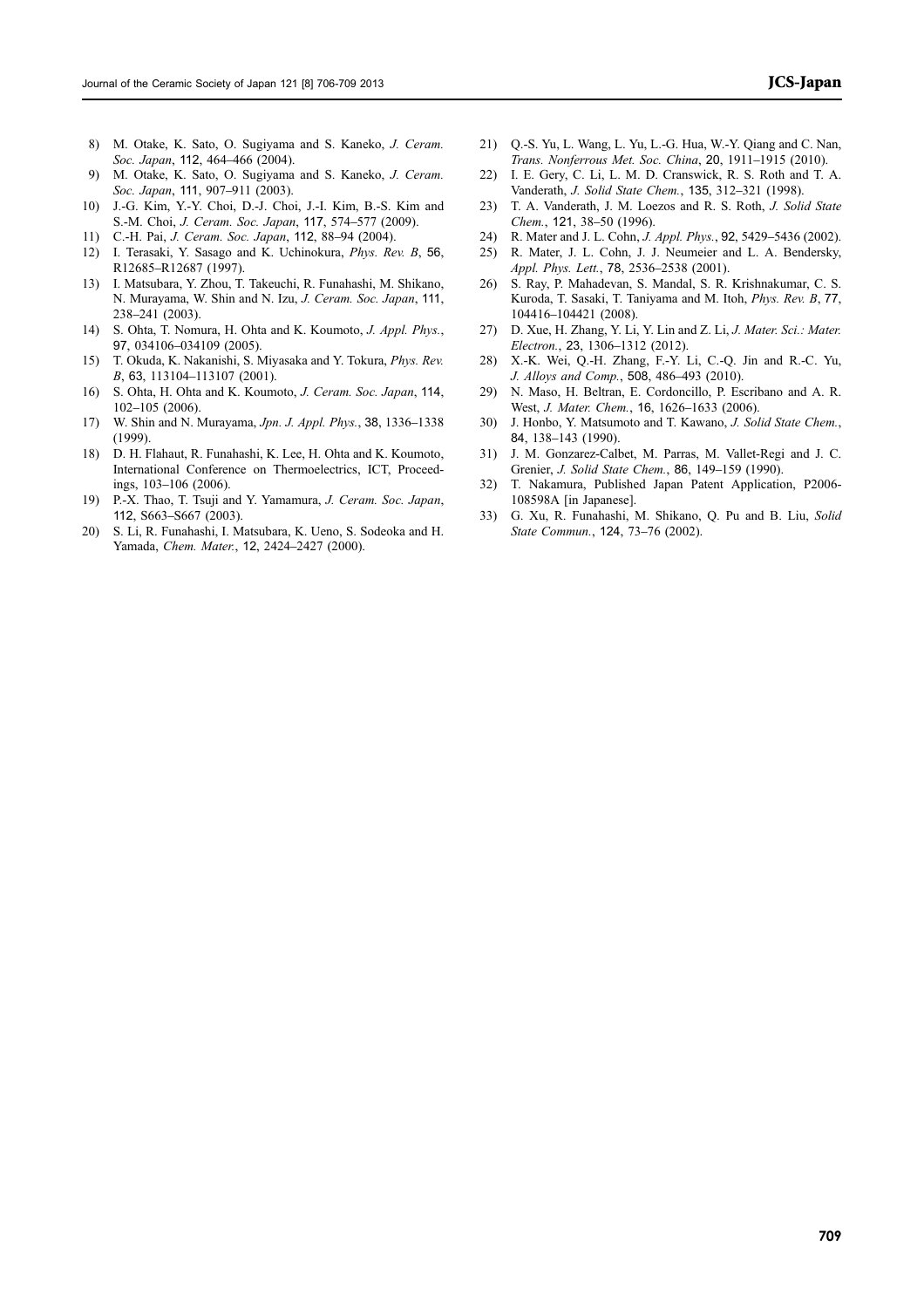8) M. Otake, K. Sato, O. Sugiyama and S. Kaneko, *J. Ceram. Soc. Japan*, 112, 464–466 (2004).
9) M. Otake, K. Sato, O. Sugiyama and S. Kaneko, *J. Ceram. Soc. Japan*, 111, 907–911 (2003).
10) J.-G. Kim, Y.-Y. Choi, D.-J. Choi, J.-I. Kim, B.-S. Kim and S.-M. Choi, *J. Ceram. Soc. Japan*, 117, 574–577 (2009).
11) C.-H. Pai, *J. Ceram. Soc. Japan*, 112, 88–94 (2004).
12) I. Terasaki, Y. Sasago and K. Uchinokura, *Phys. Rev. B*, 56, R12685–R12687 (1997).
13) I. Matsubara, Y. Zhou, T. Takeuchi, R. Funahashi, M. Shikano, N. Murayama, W. Shin and N. Izu, *J. Ceram. Soc. Japan*, 111, 238–241 (2003).
14) S. Ohta, T. Nomura, H. Ohta and K. Koumoto, *J. Appl. Phys.*, 97, 034106–034109 (2005).
15) T. Okuda, K. Nakanishi, S. Miyasaka and Y. Tokura, *Phys. Rev. B*, 63, 113104–113107 (2001).
16) S. Ohta, H. Ohta and K. Koumoto, *J. Ceram. Soc. Japan*, 114, 102–105 (2006).
17) W. Shin and N. Murayama, *Jpn. J. Appl. Phys.*, 38, 1336–1338 (1999).
18) D. H. Flahaut, R. Funahashi, K. Lee, H. Ohta and K. Koumoto, International Conference on Thermoelectrics, ICT, Proceedings, 103–106 (2006).
19) P.-X. Thao, T. Tsuji and Y. Yamamura, *J. Ceram. Soc. Japan*, 112, S663–S667 (2003).
20) S. Li, R. Funahashi, I. Matsubara, K. Ueno, S. Sodeoka and H. Yamada, *Chem. Mater.*, 12, 2424–2427 (2000).
21) Q.-S. Yu, L. Wang, L. Yu, L.-G. Hua, W.-Y. Qiang and C. Nan, *Trans. Nonferrous Met. Soc. China*, 20, 1911–1915 (2010).
22) I. E. Gery, C. Li, L. M. D. Cranswick, R. S. Roth and T. A. Vanderath, *J. Solid State Chem.*, 135, 312–321 (1998).
23) T. A. Vanderath, J. M. Loezos and R. S. Roth, *J. Solid State Chem.*, 121, 38–50 (1996).
24) R. Mater and J. L. Cohn, *J. Appl. Phys.*, 92, 5429–5436 (2002).
25) R. Mater, J. L. Cohn, J. J. Neumeier and L. A. Bendersky, *Appl. Phys. Lett.*, 78, 2536–2538 (2001).
26) S. Ray, P. Mahadevan, S. Mandal, S. R. Krishnakumar, C. S. Kuroda, T. Sasaki, T. Taniyama and M. Itoh, *Phys. Rev. B*, 77, 104416–104421 (2008).
27) D. Xue, H. Zhang, Y. Li, Y. Lin and Z. Li, *J. Mater. Sci.: Mater. Electron.*, 23, 1306–1312 (2012).
28) X.-K. Wei, Q.-H. Zhang, F.-Y. Li, C.-Q. Jin and R.-C. Yu, *J. Alloys and Comp.*, 508, 486–493 (2010).
29) N. Maso, H. Beltran, E. Cordoncillo, P. Escribano and A. R. West, *J. Mater. Chem.*, 16, 1626–1633 (2006).
30) J. Honbo, Y. Matsumoto and T. Kawano, *J. Solid State Chem.*, 84, 138–143 (1990).
31) J. M. Gonzarez-Calbet, M. Parras, M. Vallet-Regi and J. C. Grenier, *J. Solid State Chem.*, 86, 149–159 (1990).
32) T. Nakamura, Published Japan Patent Application, P2006-108598A [in Japanese].
33) G. Xu, R. Funahashi, M. Shikano, Q. Pu and B. Liu, *Solid State Commun.*, 124, 73–76 (2002).